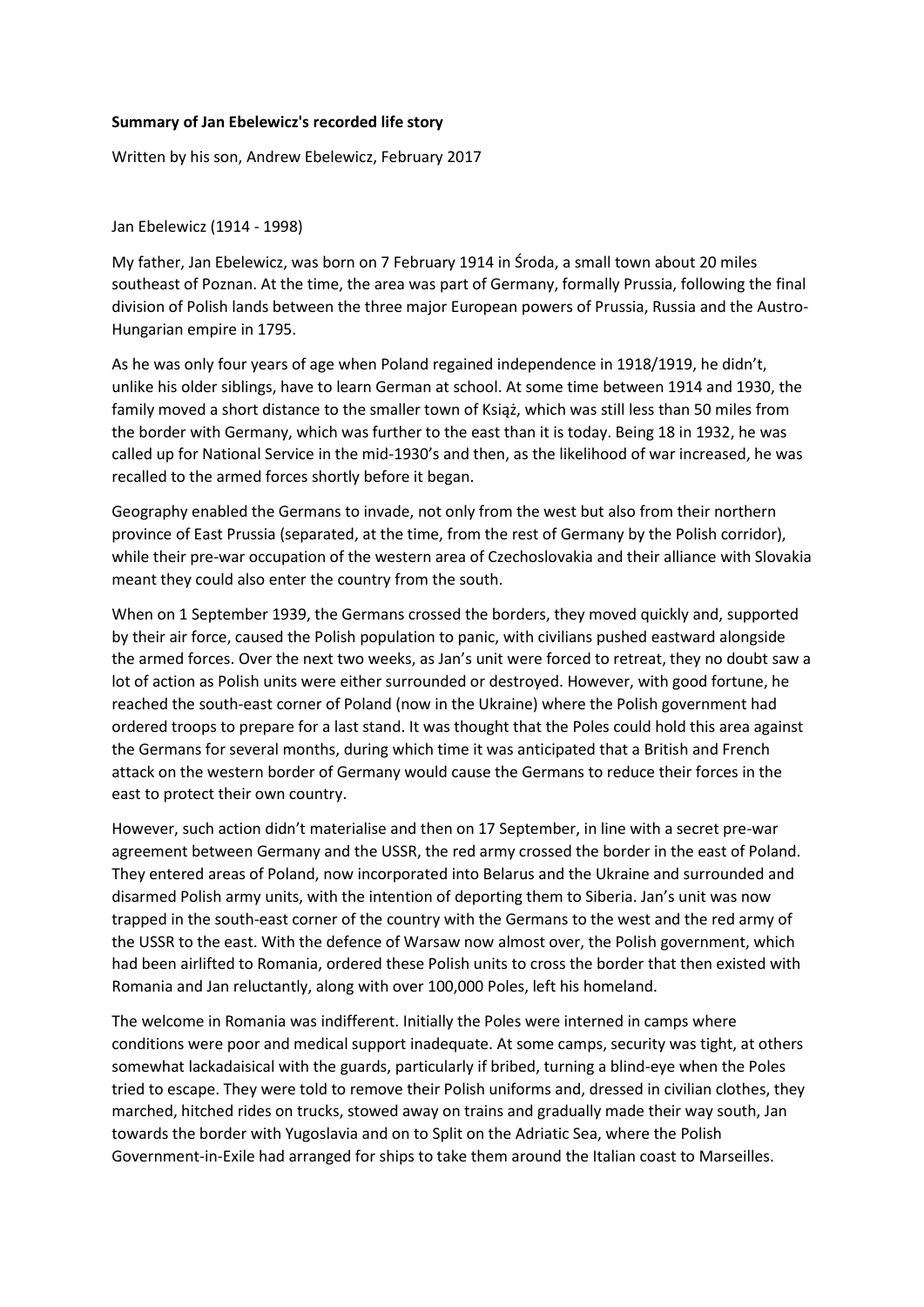**Summary of Jan Ebelewicz's recorded life story**

Written by his son, Andrew Ebelewicz, February 2017

Jan Ebelewicz (1914 - 1998)

My father, Jan Ebelewicz, was born on 7 February 1914 in Środa, a small town about 20 miles southeast of Poznan. At the time, the area was part of Germany, formally Prussia, following the final division of Polish lands between the three major European powers of Prussia, Russia and the Austro-Hungarian empire in 1795.

As he was only four years of age when Poland regained independence in 1918/1919, he didn't, unlike his older siblings, have to learn German at school. At some time between 1914 and 1930, the family moved a short distance to the smaller town of Książ, which was still less than 50 miles from the border with Germany, which was further to the east than it is today. Being 18 in 1932, he was called up for National Service in the mid-1930's and then, as the likelihood of war increased, he was recalled to the armed forces shortly before it began.

Geography enabled the Germans to invade, not only from the west but also from their northern province of East Prussia (separated, at the time, from the rest of Germany by the Polish corridor), while their pre-war occupation of the western area of Czechoslovakia and their alliance with Slovakia meant they could also enter the country from the south.

When on 1 September 1939, the Germans crossed the borders, they moved quickly and, supported by their air force, caused the Polish population to panic, with civilians pushed eastward alongside the armed forces. Over the next two weeks, as Jan's unit were forced to retreat, they no doubt saw a lot of action as Polish units were either surrounded or destroyed. However, with good fortune, he reached the south-east corner of Poland (now in the Ukraine) where the Polish government had ordered troops to prepare for a last stand. It was thought that the Poles could hold this area against the Germans for several months, during which time it was anticipated that a British and French attack on the western border of Germany would cause the Germans to reduce their forces in the east to protect their own country.

However, such action didn't materialise and then on 17 September, in line with a secret pre-war agreement between Germany and the USSR, the red army crossed the border in the east of Poland. They entered areas of Poland, now incorporated into Belarus and the Ukraine and surrounded and disarmed Polish army units, with the intention of deporting them to Siberia. Jan's unit was now trapped in the south-east corner of the country with the Germans to the west and the red army of the USSR to the east. With the defence of Warsaw now almost over, the Polish government, which had been airlifted to Romania, ordered these Polish units to cross the border that then existed with Romania and Jan reluctantly, along with over 100,000 Poles, left his homeland.

The welcome in Romania was indifferent. Initially the Poles were interned in camps where conditions were poor and medical support inadequate. At some camps, security was tight, at others somewhat lackadaisical with the guards, particularly if bribed, turning a blind-eye when the Poles tried to escape. They were told to remove their Polish uniforms and, dressed in civilian clothes, they marched, hitched rides on trucks, stowed away on trains and gradually made their way south, Jan towards the border with Yugoslavia and on to Split on the Adriatic Sea, where the Polish Government-in-Exile had arranged for ships to take them around the Italian coast to Marseilles.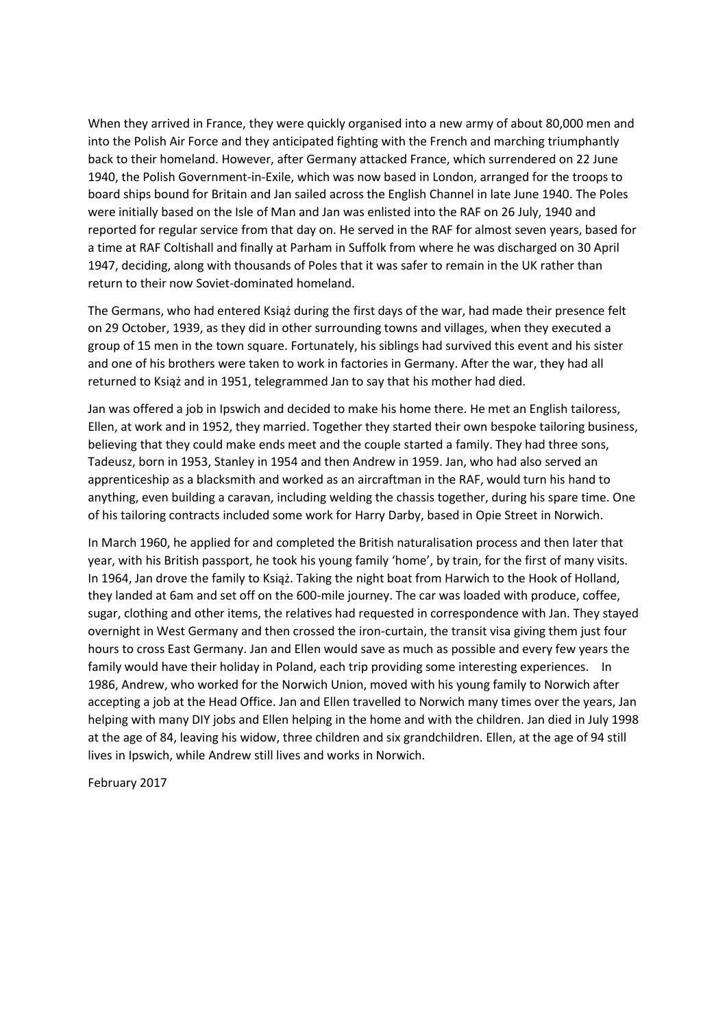When they arrived in France, they were quickly organised into a new army of about 80,000 men and into the Polish Air Force and they anticipated fighting with the French and marching triumphantly back to their homeland. However, after Germany attacked France, which surrendered on 22 June 1940, the Polish Government-in-Exile, which was now based in London, arranged for the troops to board ships bound for Britain and Jan sailed across the English Channel in late June 1940. The Poles were initially based on the Isle of Man and Jan was enlisted into the RAF on 26 July, 1940 and reported for regular service from that day on. He served in the RAF for almost seven years, based for a time at RAF Coltishall and finally at Parham in Suffolk from where he was discharged on 30 April 1947, deciding, along with thousands of Poles that it was safer to remain in the UK rather than return to their now Soviet-dominated homeland.

The Germans, who had entered Książ during the first days of the war, had made their presence felt on 29 October, 1939, as they did in other surrounding towns and villages, when they executed a group of 15 men in the town square. Fortunately, his siblings had survived this event and his sister and one of his brothers were taken to work in factories in Germany. After the war, they had all returned to Książ and in 1951, telegrammed Jan to say that his mother had died.

Jan was offered a job in Ipswich and decided to make his home there. He met an English tailoress, Ellen, at work and in 1952, they married. Together they started their own bespoke tailoring business, believing that they could make ends meet and the couple started a family. They had three sons, Tadeusz, born in 1953, Stanley in 1954 and then Andrew in 1959. Jan, who had also served an apprenticeship as a blacksmith and worked as an aircraftman in the RAF, would turn his hand to anything, even building a caravan, including welding the chassis together, during his spare time. One of his tailoring contracts included some work for Harry Darby, based in Opie Street in Norwich.

In March 1960, he applied for and completed the British naturalisation process and then later that year, with his British passport, he took his young family 'home', by train, for the first of many visits. In 1964, Jan drove the family to Książ. Taking the night boat from Harwich to the Hook of Holland, they landed at 6am and set off on the 600-mile journey. The car was loaded with produce, coffee, sugar, clothing and other items, the relatives had requested in correspondence with Jan. They stayed overnight in West Germany and then crossed the iron-curtain, the transit visa giving them just four hours to cross East Germany. Jan and Ellen would save as much as possible and every few years the family would have their holiday in Poland, each trip providing some interesting experiences. In 1986, Andrew, who worked for the Norwich Union, moved with his young family to Norwich after accepting a job at the Head Office. Jan and Ellen travelled to Norwich many times over the years, Jan helping with many DIY jobs and Ellen helping in the home and with the children. Jan died in July 1998 at the age of 84, leaving his widow, three children and six grandchildren. Ellen, at the age of 94 still lives in Ipswich, while Andrew still lives and works in Norwich.

February 2017